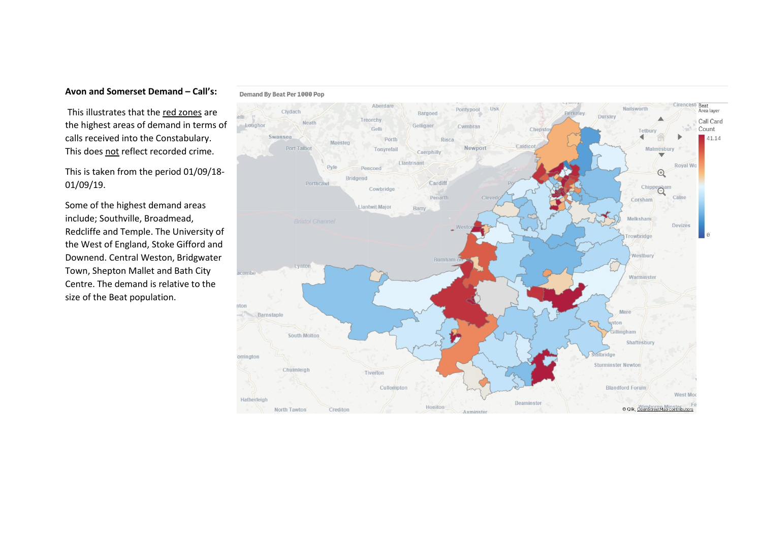**Avon and Somerset Demand – Call's:**

This illustrates that the <u>red zones</u> are the highest areas of demand in terms of calls received into the Constabulary. This does <u>not</u> reflect recorded crime.

This is taken from the period 01/09/18-01/09/19.

Some of the highest demand areas include; Southville, Broadmead, Redcliffe and Temple. The University of the West of England, Stoke Gifford and Downend. Central Weston, Bridgwater Town, Shepton Mallet and Bath City Centre. The demand is relative to the size of the Beat population.

Demand By Beat Per 1000 Pop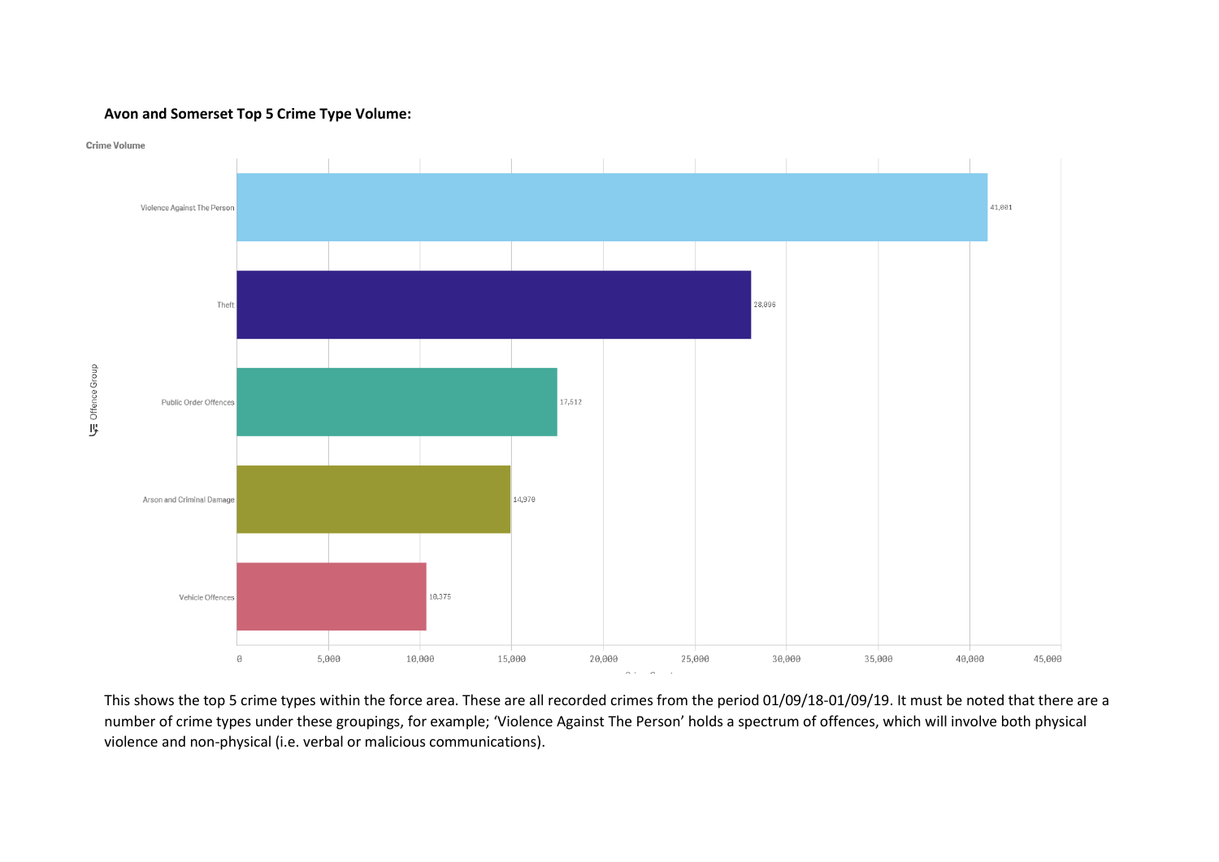**Avon and Somerset Top 5 Crime Type Volume:**

Crime Volume

| Offence Group | Crime Count |
| --- | --- |
| Violence Against The Person | 41,001 |
| Theft | 28,096 |
| Public Order Offences | 17,512 |
| Arson and Criminal Damage | 14,970 |
| Vehicle Offences | 10,375 |

This shows the top 5 crime types within the force area. These are all recorded crimes from the period 01/09/18-01/09/19. It must be noted that there are a number of crime types under these groupings, for example; 'Violence Against The Person' holds a spectrum of offences, which will involve both physical violence and non-physical (i.e. verbal or malicious communications).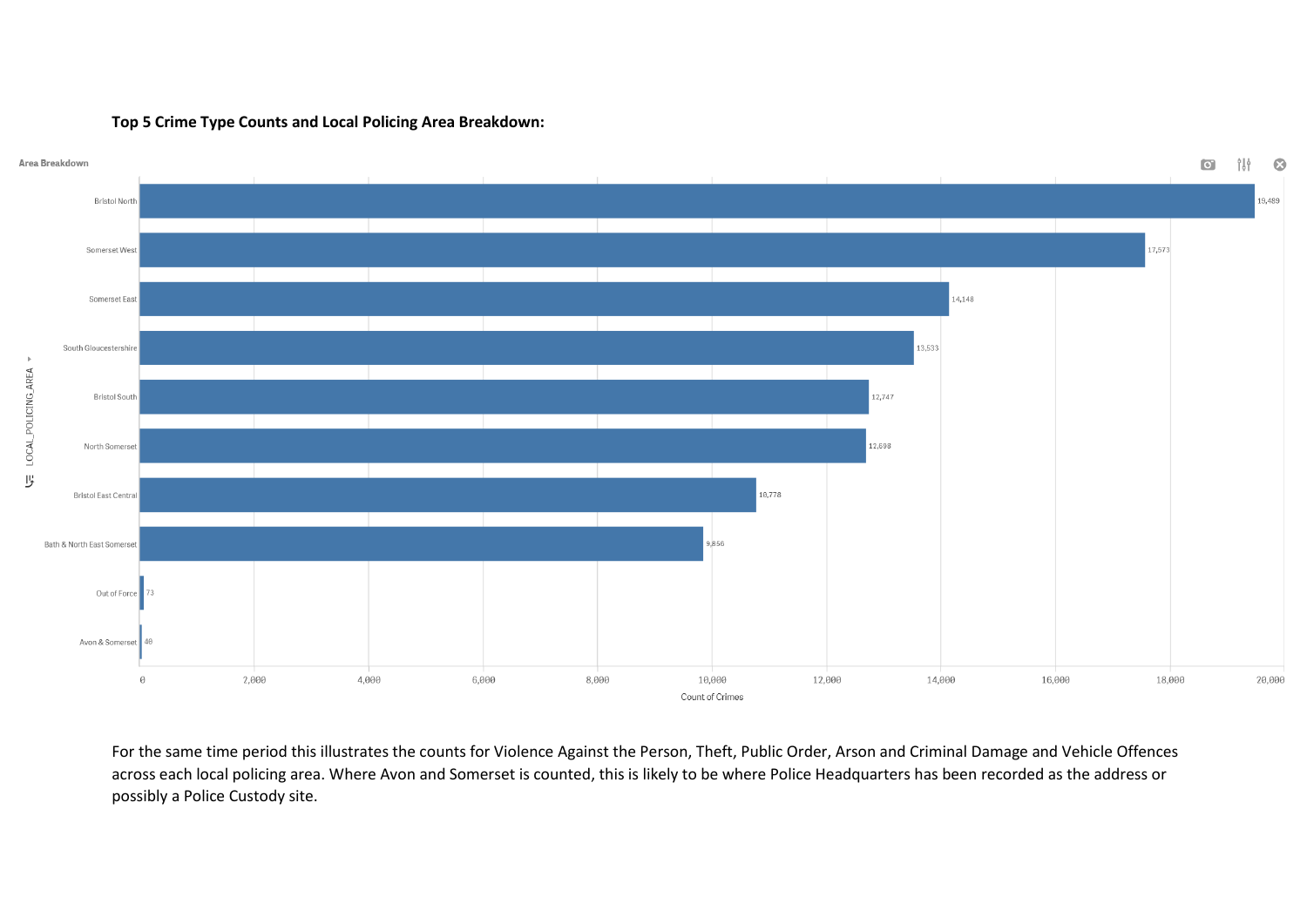**Top 5 Crime Type Counts and Local Policing Area Breakdown:**

Area Breakdown

LOCAL_POLICING_AREA

Bristol North 19,489
Somerset West 17,573
Somerset East 14,148
South Gloucestershire 13,533
Bristol South 12,747
North Somerset 12,698
Bristol East Central 10,778
Bath & North East Somerset 9,856
Out of Force 73
Avon & Somerset 40

0 2,000 4,000 6,000 8,000 10,000 12,000 14,000 16,000 18,000 20,000

Count of Crimes

For the same time period this illustrates the counts for Violence Against the Person, Theft, Public Order, Arson and Criminal Damage and Vehicle Offences across each local policing area. Where Avon and Somerset is counted, this is likely to be where Police Headquarters has been recorded as the address or possibly a Police Custody site.